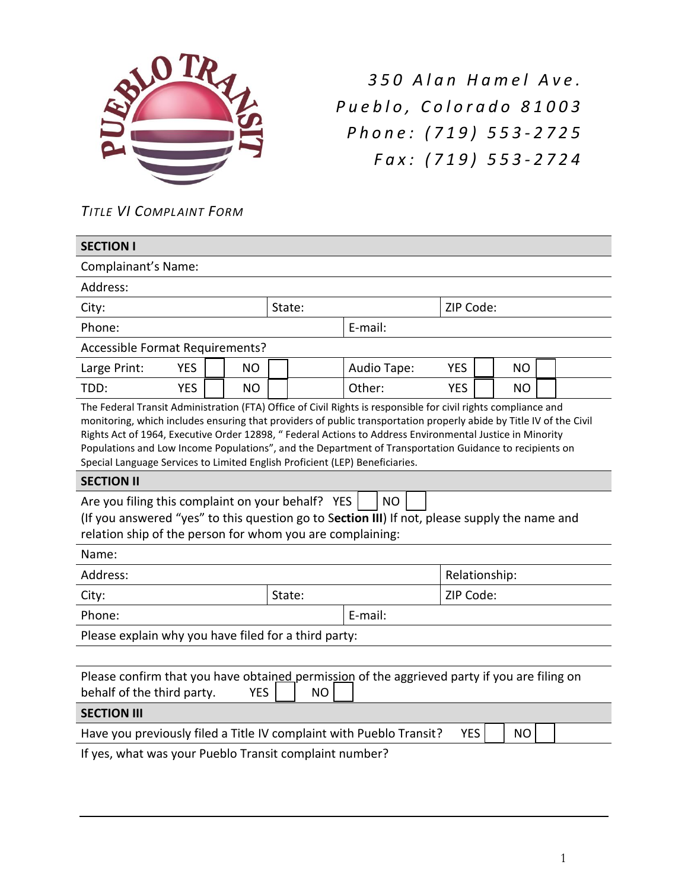350 Alan Hamel Ave.
Pueblo, Colorado 81003
Phone: (719) 553-2725
Fax: (719) 553-2724

*TITLE VI COMPLAINT FORM*

| **SECTION I** | | | | | | | | |
|---|---|---|---|---|---|---|---|---|
| Complainant's Name: | | | | | | | | |
| Address: | | | | | | | | |
| City: | | | State: | | ZIP Code: | | | |
| Phone: | | | | E-mail: | | | | |
| Accessible Format Requirements? | | | | | | | | |
| Large Print: | YES | ☐ | NO ☐ | Audio Tape: | YES | ☐ | NO | ☐ |
| TDD: | YES | ☐ | NO ☐ | Other: | YES | ☐ | NO | ☐ |

The Federal Transit Administration (FTA) Office of Civil Rights is responsible for civil rights compliance and monitoring, which includes ensuring that providers of public transportation properly abide by Title IV of the Civil Rights Act of 1964, Executive Order 12898, " Federal Actions to Address Environmental Justice in Minority Populations and Low Income Populations", and the Department of Transportation Guidance to recipients on Special Language Services to Limited English Proficient (LEP) Beneficiaries.

| **SECTION II** | | | |
|---|---|---|---|
| Are you filing this complaint on your behalf? YES ☐ NO ☐<br>(If you answered "yes" to this question go to S**ection III**) If not, please supply the name and relation ship of the person for whom you are complaining: | | | |
| Name: | | | |
| Address: | | | Relationship: |
| City: | State: | | ZIP Code: |
| Phone: | | E-mail: | |
| Please explain why you have filed for a third party: | | | |
| | | | |
| Please confirm that you have obtained permission of the aggrieved party if you are filing on behalf of the third party. YES ☐ NO ☐ | | | |

| **SECTION III** |
|---|
| Have you previously filed a Title IV complaint with Pueblo Transit? YES ☐ NO ☐ |
| If yes, what was your Pueblo Transit complaint number? |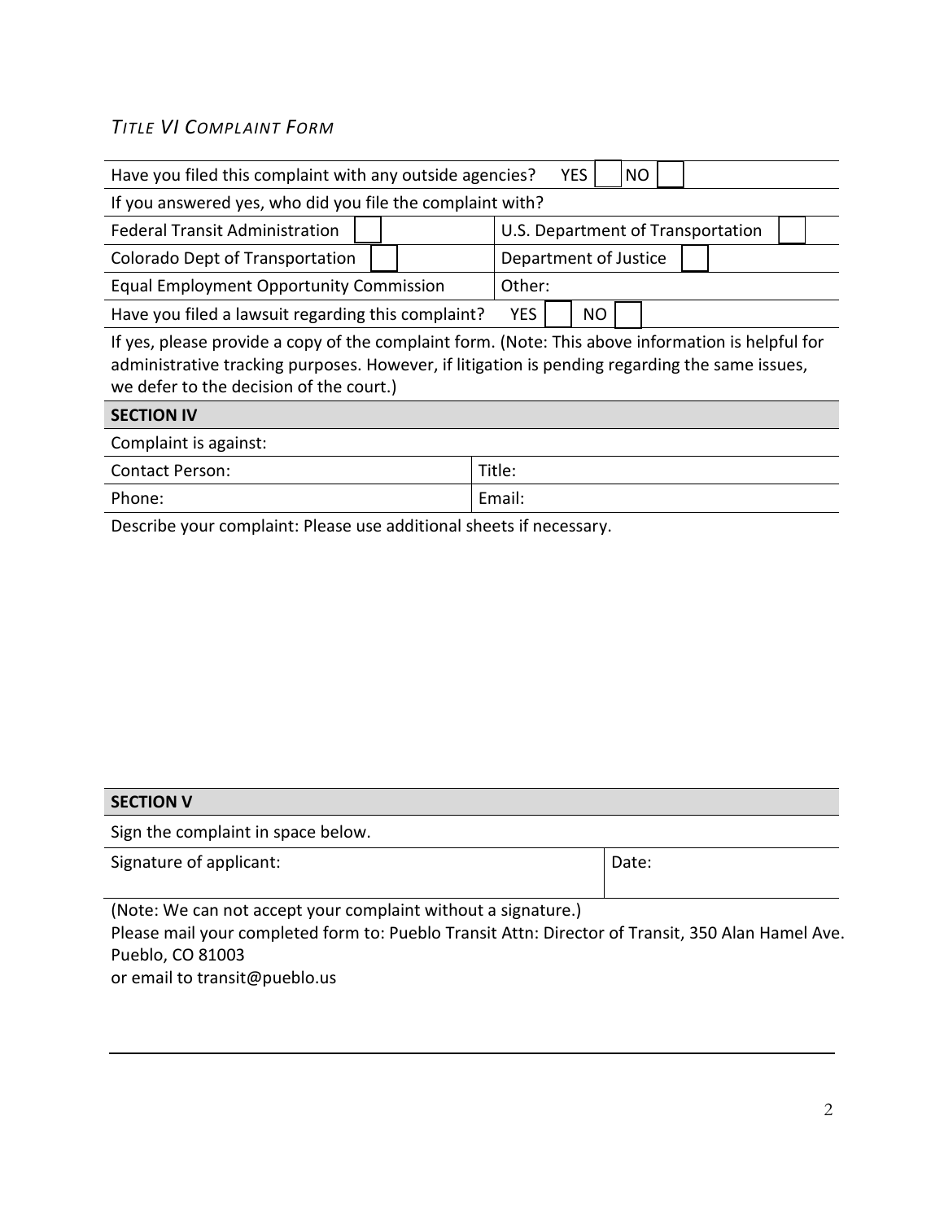*TITLE VI COMPLAINT FORM*

| Have you filed this complaint with any outside agencies? YES ☐ NO ☐ | |
|---|---|
| If you answered yes, who did you file the complaint with? | |
| Federal Transit Administration ☐ | U.S. Department of Transportation ☐ |
| Colorado Dept of Transportation ☐ | Department of Justice ☐ |
| Equal Employment Opportunity Commission | Other: |
| Have you filed a lawsuit regarding this complaint? YES ☐ NO ☐ | |
| If yes, please provide a copy of the complaint form. (Note: This above information is helpful for administrative tracking purposes. However, if litigation is pending regarding the same issues, we defer to the decision of the court.) | |

| **SECTION IV** | |
|---|---|
| Complaint is against: | |
| Contact Person: | Title: |
| Phone: | Email: |

Describe your complaint: Please use additional sheets if necessary.

| **SECTION V** | |
|---|---|
| Sign the complaint in space below. | |
| Signature of applicant: | Date: |

(Note: We can not accept your complaint without a signature.)

Please mail your completed form to: Pueblo Transit Attn: Director of Transit, 350 Alan Hamel Ave. Pueblo, CO 81003

or email to transit@pueblo.us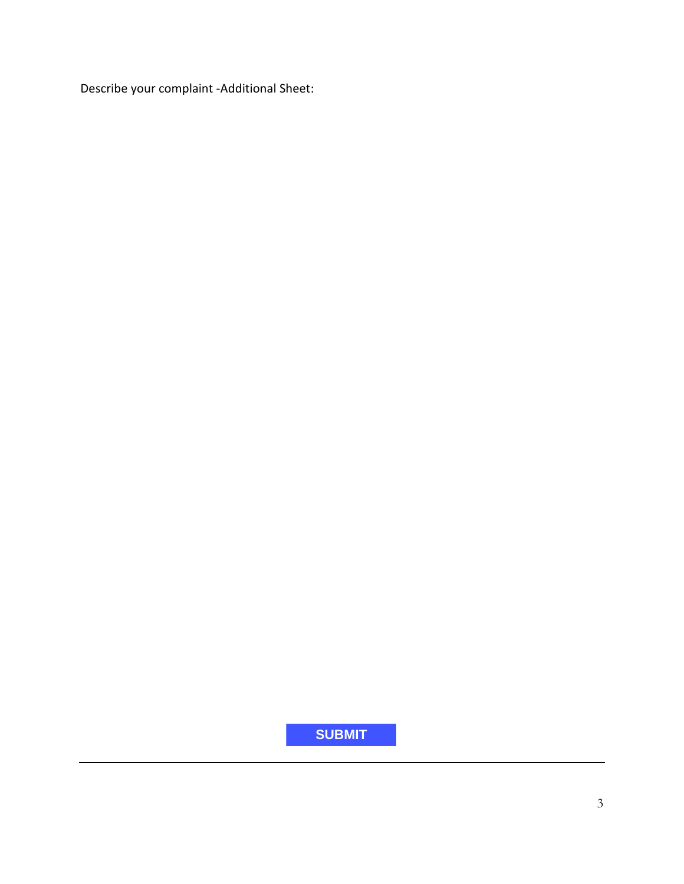Describe your complaint -Additional Sheet:

SUBMIT